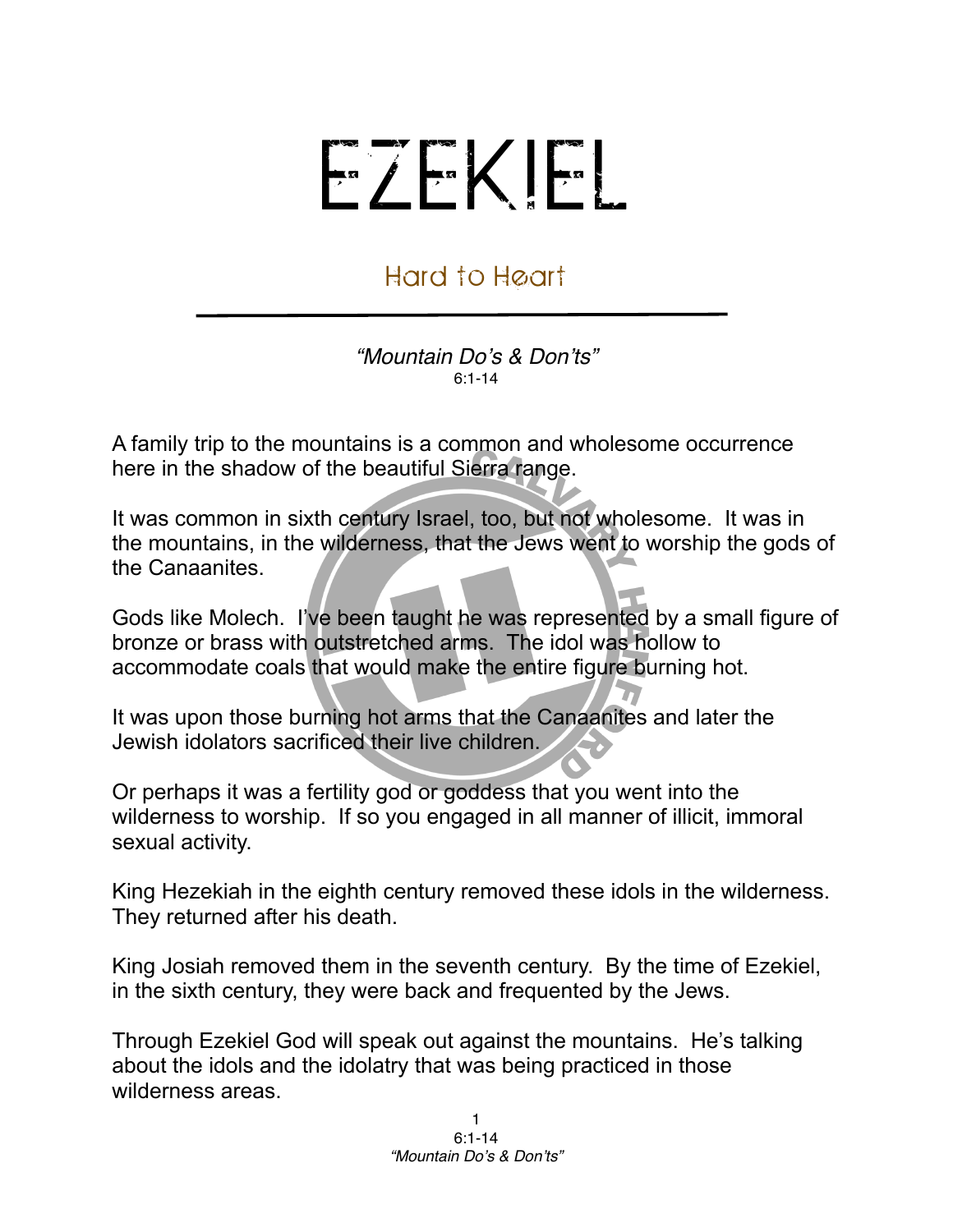# EZEKIEL

## Hard to Heart

*"Mountain Do's & Don'ts"*
6:1-14

A family trip to the mountains is a common and wholesome occurrence here in the shadow of the beautiful Sierra range.

It was common in sixth century Israel, too, but not wholesome. It was in the mountains, in the wilderness, that the Jews went to worship the gods of the Canaanites.

Gods like Molech. I've been taught he was represented by a small figure of bronze or brass with outstretched arms. The idol was hollow to accommodate coals that would make the entire figure burning hot.

It was upon those burning hot arms that the Canaanites and later the Jewish idolators sacrificed their live children.

Or perhaps it was a fertility god or goddess that you went into the wilderness to worship. If so you engaged in all manner of illicit, immoral sexual activity.

King Hezekiah in the eighth century removed these idols in the wilderness. They returned after his death.

King Josiah removed them in the seventh century. By the time of Ezekiel, in the sixth century, they were back and frequented by the Jews.

Through Ezekiel God will speak out against the mountains. He's talking about the idols and the idolatry that was being practiced in those wilderness areas.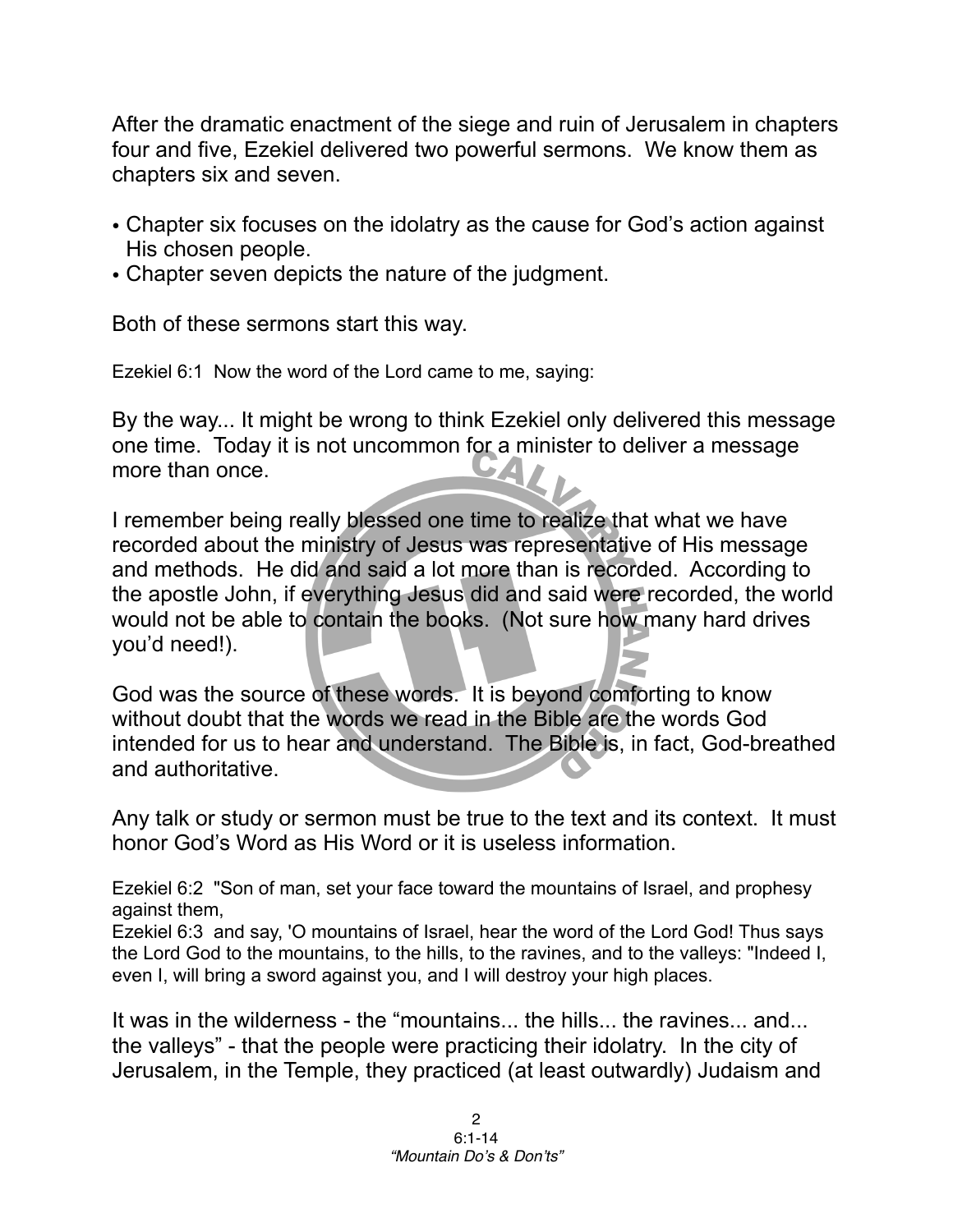After the dramatic enactment of the siege and ruin of Jerusalem in chapters four and five, Ezekiel delivered two powerful sermons. We know them as chapters six and seven.

- Chapter six focuses on the idolatry as the cause for God's action against His chosen people.
- Chapter seven depicts the nature of the judgment.

Both of these sermons start this way.

Ezekiel 6:1 Now the word of the Lord came to me, saying:

By the way... It might be wrong to think Ezekiel only delivered this message one time. Today it is not uncommon for a minister to deliver a message more than once.

I remember being really blessed one time to realize that what we have recorded about the ministry of Jesus was representative of His message and methods. He did and said a lot more than is recorded. According to the apostle John, if everything Jesus did and said were recorded, the world would not be able to contain the books. (Not sure how many hard drives you'd need!).

God was the source of these words. It is beyond comforting to know without doubt that the words we read in the Bible are the words God intended for us to hear and understand. The Bible is, in fact, God-breathed and authoritative.

Any talk or study or sermon must be true to the text and its context. It must honor God's Word as His Word or it is useless information.

Ezekiel 6:2 "Son of man, set your face toward the mountains of Israel, and prophesy against them,
Ezekiel 6:3 and say, 'O mountains of Israel, hear the word of the Lord God! Thus says the Lord God to the mountains, to the hills, to the ravines, and to the valleys: "Indeed I, even I, will bring a sword against you, and I will destroy your high places.

It was in the wilderness - the "mountains... the hills... the ravines... and... the valleys" - that the people were practicing their idolatry. In the city of Jerusalem, in the Temple, they practiced (at least outwardly) Judaism and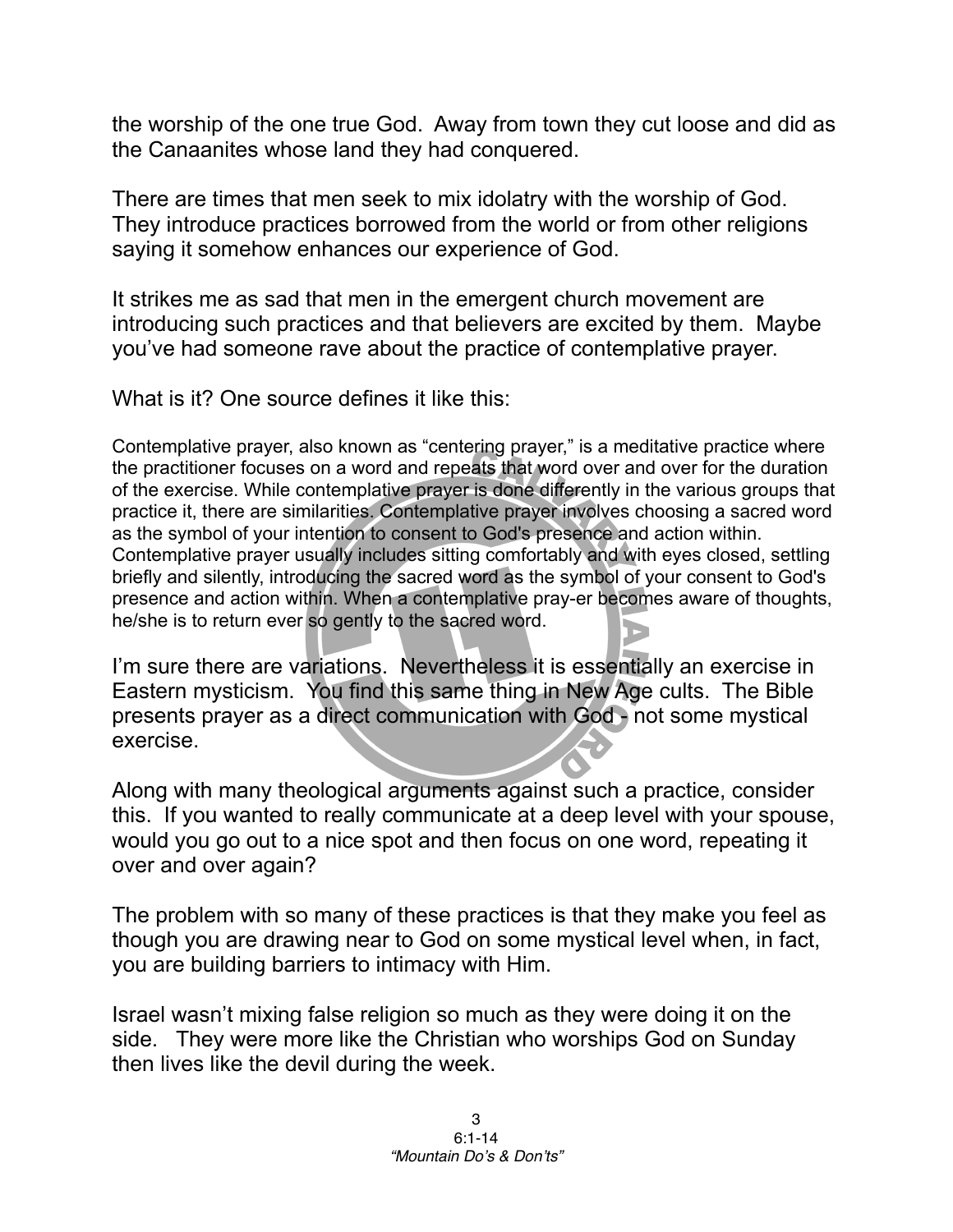the worship of the one true God. Away from town they cut loose and did as the Canaanites whose land they had conquered.

There are times that men seek to mix idolatry with the worship of God. They introduce practices borrowed from the world or from other religions saying it somehow enhances our experience of God.

It strikes me as sad that men in the emergent church movement are introducing such practices and that believers are excited by them. Maybe you've had someone rave about the practice of contemplative prayer.

What is it? One source defines it like this:

> Contemplative prayer, also known as "centering prayer," is a meditative practice where the practitioner focuses on a word and repeats that word over and over for the duration of the exercise. While contemplative prayer is done differently in the various groups that practice it, there are similarities. Contemplative prayer involves choosing a sacred word as the symbol of your intention to consent to God's presence and action within. Contemplative prayer usually includes sitting comfortably and with eyes closed, settling briefly and silently, introducing the sacred word as the symbol of your consent to God's presence and action within. When a contemplative pray-er becomes aware of thoughts, he/she is to return ever so gently to the sacred word.

I'm sure there are variations. Nevertheless it is essentially an exercise in Eastern mysticism. You find this same thing in New Age cults. The Bible presents prayer as a direct communication with God - not some mystical exercise.

Along with many theological arguments against such a practice, consider this. If you wanted to really communicate at a deep level with your spouse, would you go out to a nice spot and then focus on one word, repeating it over and over again?

The problem with so many of these practices is that they make you feel as though you are drawing near to God on some mystical level when, in fact, you are building barriers to intimacy with Him.

Israel wasn't mixing false religion so much as they were doing it on the side. They were more like the Christian who worships God on Sunday then lives like the devil during the week.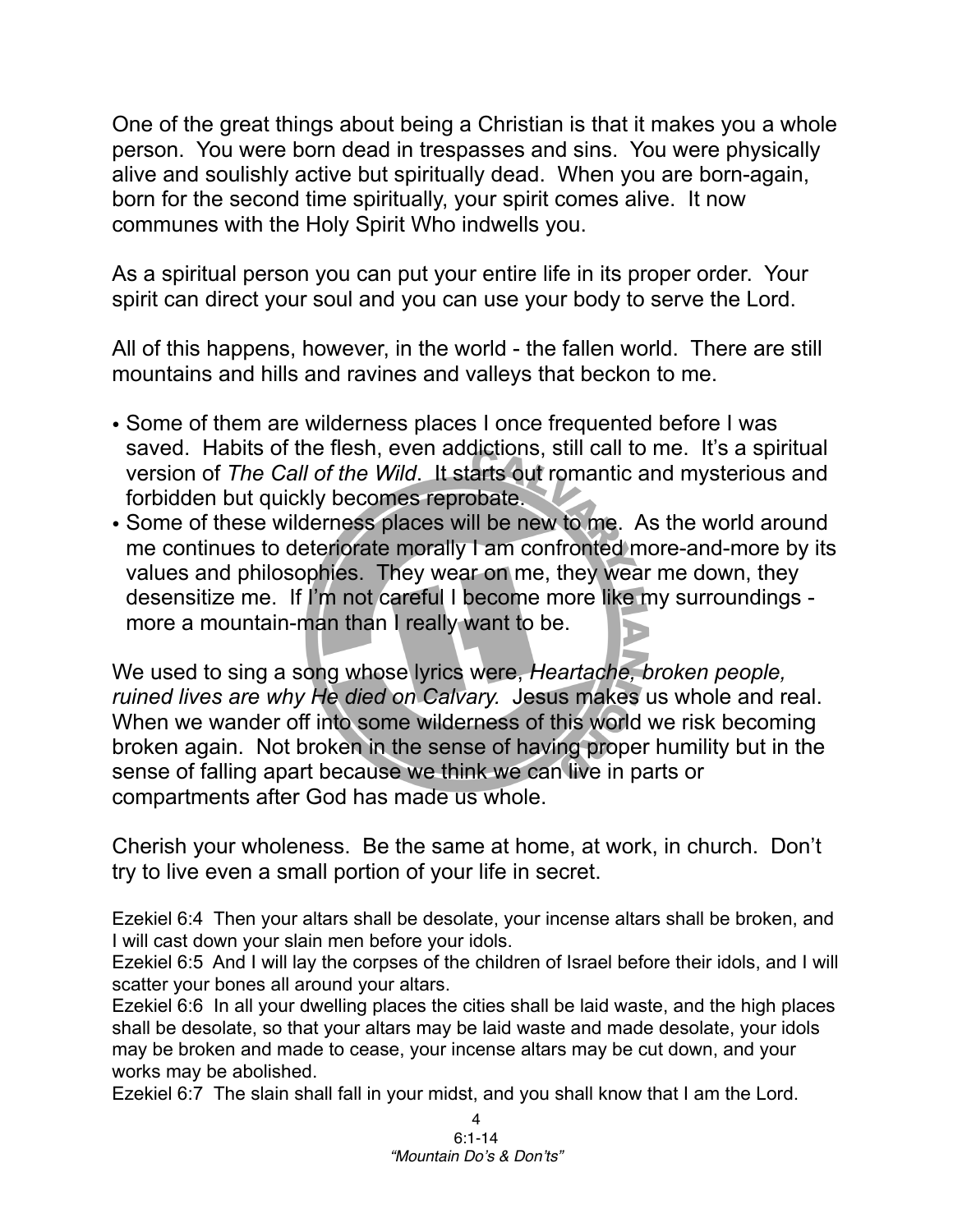One of the great things about being a Christian is that it makes you a whole person. You were born dead in trespasses and sins. You were physically alive and soulishly active but spiritually dead. When you are born-again, born for the second time spiritually, your spirit comes alive. It now communes with the Holy Spirit Who indwells you.

As a spiritual person you can put your entire life in its proper order. Your spirit can direct your soul and you can use your body to serve the Lord.

All of this happens, however, in the world - the fallen world. There are still mountains and hills and ravines and valleys that beckon to me.

- Some of them are wilderness places I once frequented before I was saved. Habits of the flesh, even addictions, still call to me. It's a spiritual version of *The Call of the Wild*. It starts out romantic and mysterious and forbidden but quickly becomes reprobate.
- Some of these wilderness places will be new to me. As the world around me continues to deteriorate morally I am confronted more-and-more by its values and philosophies. They wear on me, they wear me down, they desensitize me. If I'm not careful I become more like my surroundings - more a mountain-man than I really want to be.

We used to sing a song whose lyrics were, *Heartache, broken people, ruined lives are why He died on Calvary.* Jesus makes us whole and real. When we wander off into some wilderness of this world we risk becoming broken again. Not broken in the sense of having proper humility but in the sense of falling apart because we think we can live in parts or compartments after God has made us whole.

Cherish your wholeness. Be the same at home, at work, in church. Don't try to live even a small portion of your life in secret.

Ezekiel 6:4 Then your altars shall be desolate, your incense altars shall be broken, and I will cast down your slain men before your idols.
Ezekiel 6:5 And I will lay the corpses of the children of Israel before their idols, and I will scatter your bones all around your altars.
Ezekiel 6:6 In all your dwelling places the cities shall be laid waste, and the high places shall be desolate, so that your altars may be laid waste and made desolate, your idols may be broken and made to cease, your incense altars may be cut down, and your works may be abolished.
Ezekiel 6:7 The slain shall fall in your midst, and you shall know that I am the Lord.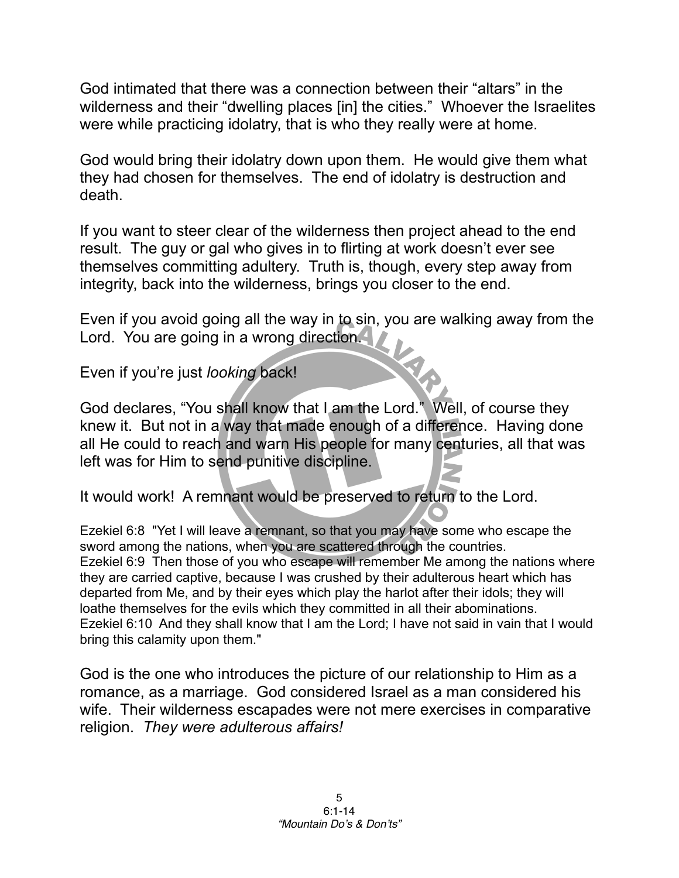God intimated that there was a connection between their "altars" in the wilderness and their "dwelling places [in] the cities." Whoever the Israelites were while practicing idolatry, that is who they really were at home.

God would bring their idolatry down upon them. He would give them what they had chosen for themselves. The end of idolatry is destruction and death.

If you want to steer clear of the wilderness then project ahead to the end result. The guy or gal who gives in to flirting at work doesn't ever see themselves committing adultery. Truth is, though, every step away from integrity, back into the wilderness, brings you closer to the end.

Even if you avoid going all the way in to sin, you are walking away from the Lord. You are going in a wrong direction.

Even if you're just *looking* back!

God declares, "You shall know that I am the Lord." Well, of course they knew it. But not in a way that made enough of a difference. Having done all He could to reach and warn His people for many centuries, all that was left was for Him to send punitive discipline.

It would work! A remnant would be preserved to return to the Lord.

Ezekiel 6:8 "Yet I will leave a remnant, so that you may have some who escape the sword among the nations, when you are scattered through the countries.
Ezekiel 6:9 Then those of you who escape will remember Me among the nations where they are carried captive, because I was crushed by their adulterous heart which has departed from Me, and by their eyes which play the harlot after their idols; they will loathe themselves for the evils which they committed in all their abominations.
Ezekiel 6:10 And they shall know that I am the Lord; I have not said in vain that I would bring this calamity upon them."

God is the one who introduces the picture of our relationship to Him as a romance, as a marriage. God considered Israel as a man considered his wife. Their wilderness escapades were not mere exercises in comparative religion. *They were adulterous affairs!*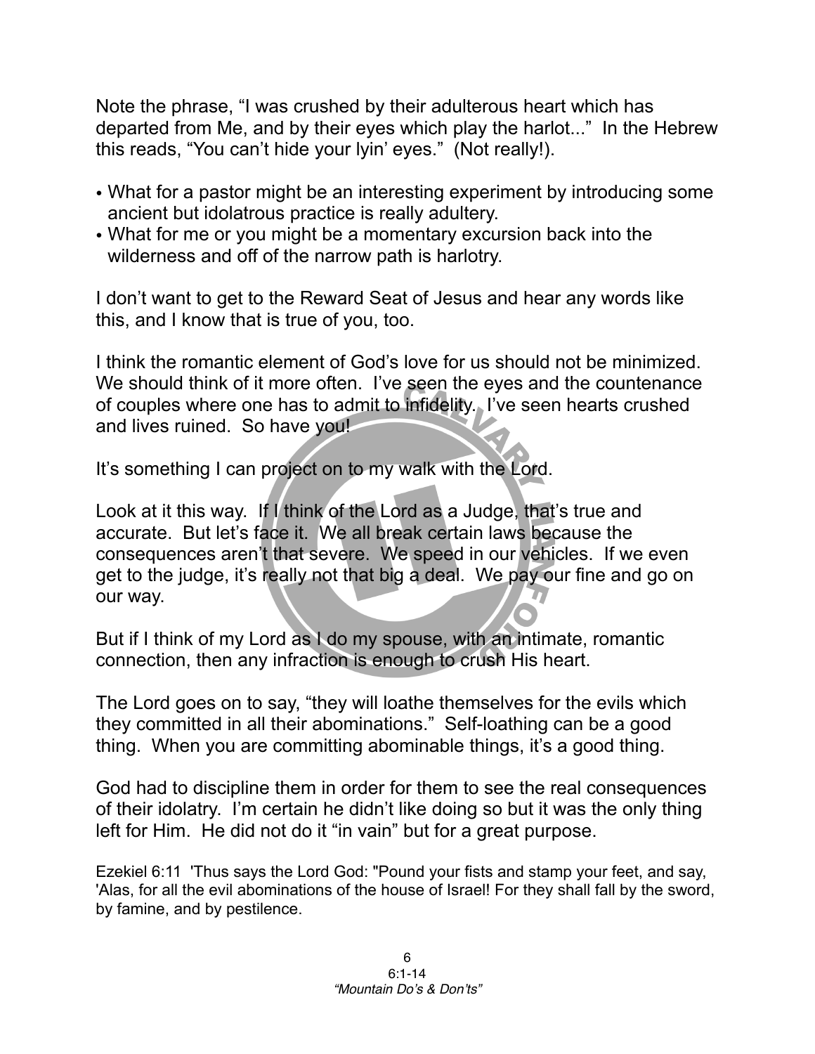Note the phrase, “I was crushed by their adulterous heart which has departed from Me, and by their eyes which play the harlot...” In the Hebrew this reads, “You can’t hide your lyin’ eyes.” (Not really!).

- What for a pastor might be an interesting experiment by introducing some ancient but idolatrous practice is really adultery.
- What for me or you might be a momentary excursion back into the wilderness and off of the narrow path is harlotry.

I don’t want to get to the Reward Seat of Jesus and hear any words like this, and I know that is true of you, too.

I think the romantic element of God’s love for us should not be minimized. We should think of it more often. I’ve seen the eyes and the countenance of couples where one has to admit to infidelity. I’ve seen hearts crushed and lives ruined. So have you!

It’s something I can project on to my walk with the Lord.

Look at it this way. If I think of the Lord as a Judge, that’s true and accurate. But let’s face it. We all break certain laws because the consequences aren’t that severe. We speed in our vehicles. If we even get to the judge, it’s really not that big a deal. We pay our fine and go on our way.

But if I think of my Lord as I do my spouse, with an intimate, romantic connection, then any infraction is enough to crush His heart.

The Lord goes on to say, “they will loathe themselves for the evils which they committed in all their abominations.” Self-loathing can be a good thing. When you are committing abominable things, it’s a good thing.

God had to discipline them in order for them to see the real consequences of their idolatry. I’m certain he didn’t like doing so but it was the only thing left for Him. He did not do it “in vain” but for a great purpose.

Ezekiel 6:11 'Thus says the Lord God: "Pound your fists and stamp your feet, and say, 'Alas, for all the evil abominations of the house of Israel! For they shall fall by the sword, by famine, and by pestilence.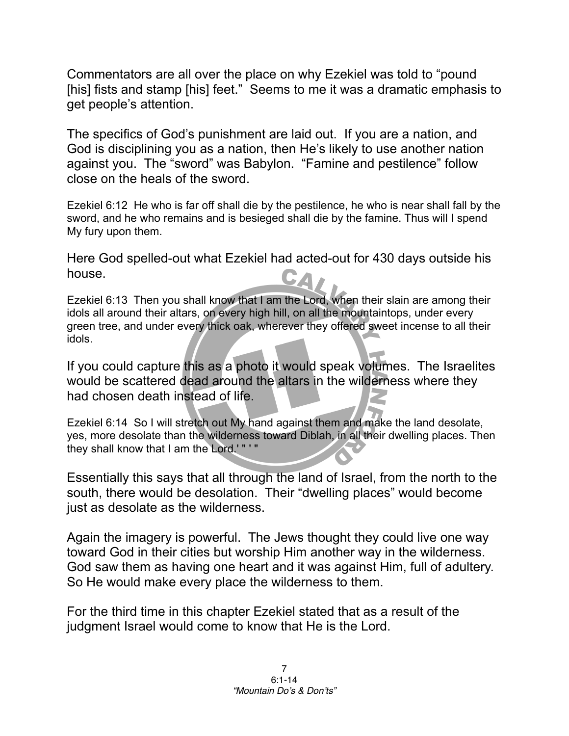Commentators are all over the place on why Ezekiel was told to "pound [his] fists and stamp [his] feet." Seems to me it was a dramatic emphasis to get people's attention.

The specifics of God's punishment are laid out. If you are a nation, and God is disciplining you as a nation, then He's likely to use another nation against you. The "sword" was Babylon. "Famine and pestilence" follow close on the heals of the sword.

Ezekiel 6:12 He who is far off shall die by the pestilence, he who is near shall fall by the sword, and he who remains and is besieged shall die by the famine. Thus will I spend My fury upon them.

Here God spelled-out what Ezekiel had acted-out for 430 days outside his house.

Ezekiel 6:13 Then you shall know that I am the Lord, when their slain are among their idols all around their altars, on every high hill, on all the mountaintops, under every green tree, and under every thick oak, wherever they offered sweet incense to all their idols.

If you could capture this as a photo it would speak volumes. The Israelites would be scattered dead around the altars in the wilderness where they had chosen death instead of life.

Ezekiel 6:14 So I will stretch out My hand against them and make the land desolate, yes, more desolate than the wilderness toward Diblah, in all their dwelling places. Then they shall know that I am the Lord.' " ' "

Essentially this says that all through the land of Israel, from the north to the south, there would be desolation. Their "dwelling places" would become just as desolate as the wilderness.

Again the imagery is powerful. The Jews thought they could live one way toward God in their cities but worship Him another way in the wilderness. God saw them as having one heart and it was against Him, full of adultery. So He would make every place the wilderness to them.

For the third time in this chapter Ezekiel stated that as a result of the judgment Israel would come to know that He is the Lord.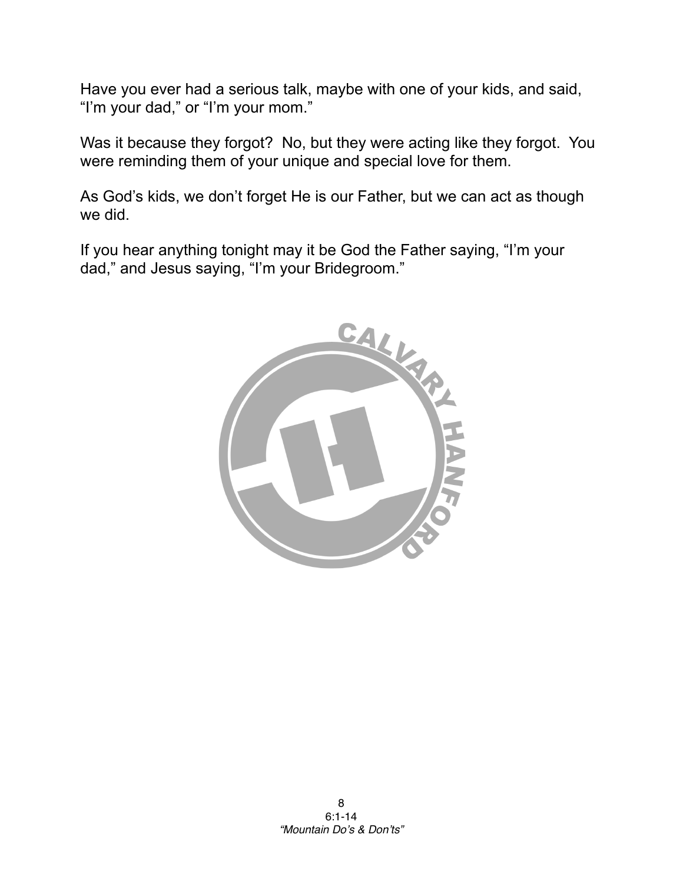Have you ever had a serious talk, maybe with one of your kids, and said, “I’m your dad,” or “I’m your mom.”

Was it because they forgot? No, but they were acting like they forgot. You were reminding them of your unique and special love for them.

As God’s kids, we don’t forget He is our Father, but we can act as though we did.

If you hear anything tonight may it be God the Father saying, “I’m your dad,” and Jesus saying, “I’m your Bridegroom.”